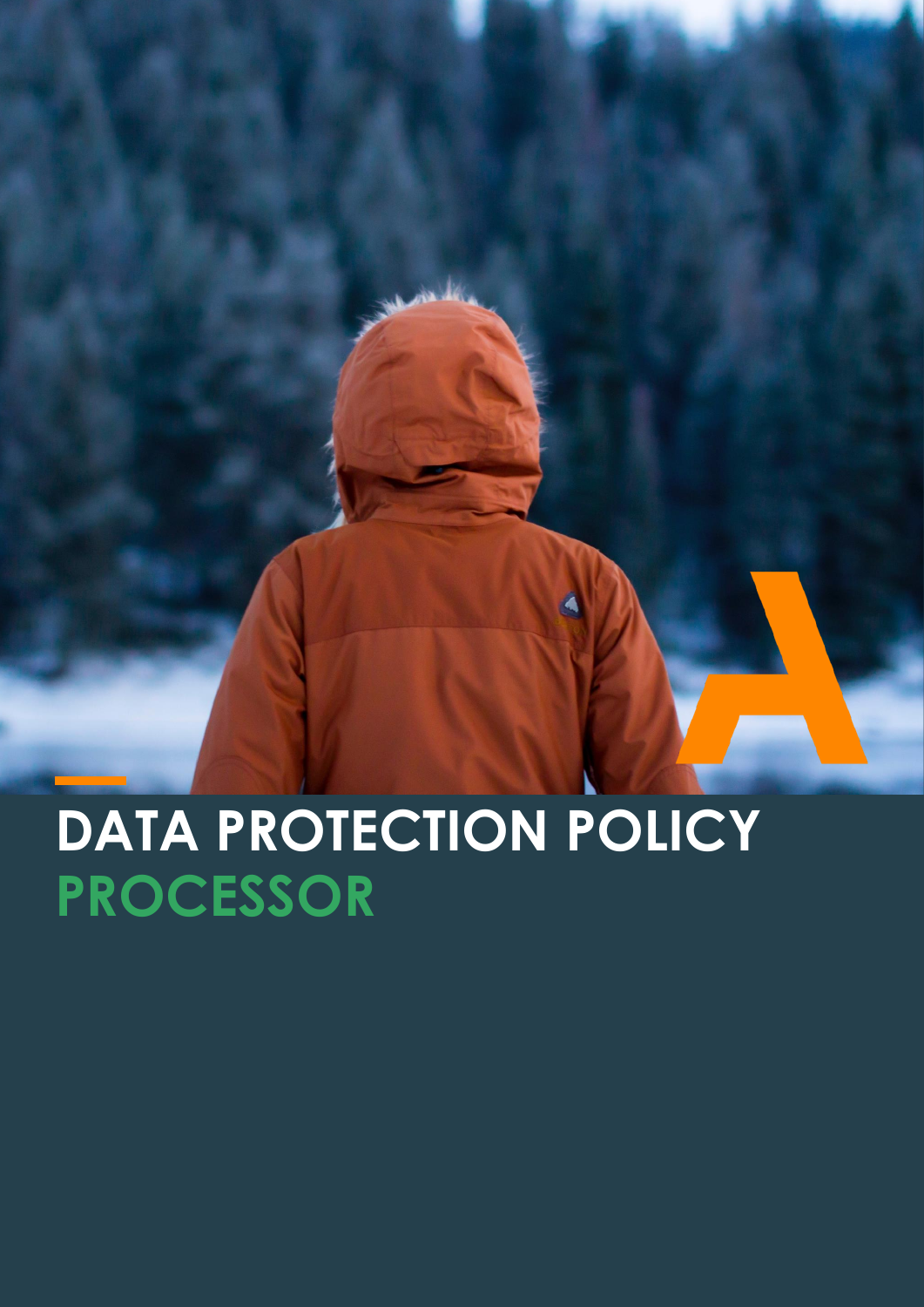# DATA PROTECTION POLICY
## PROCESSOR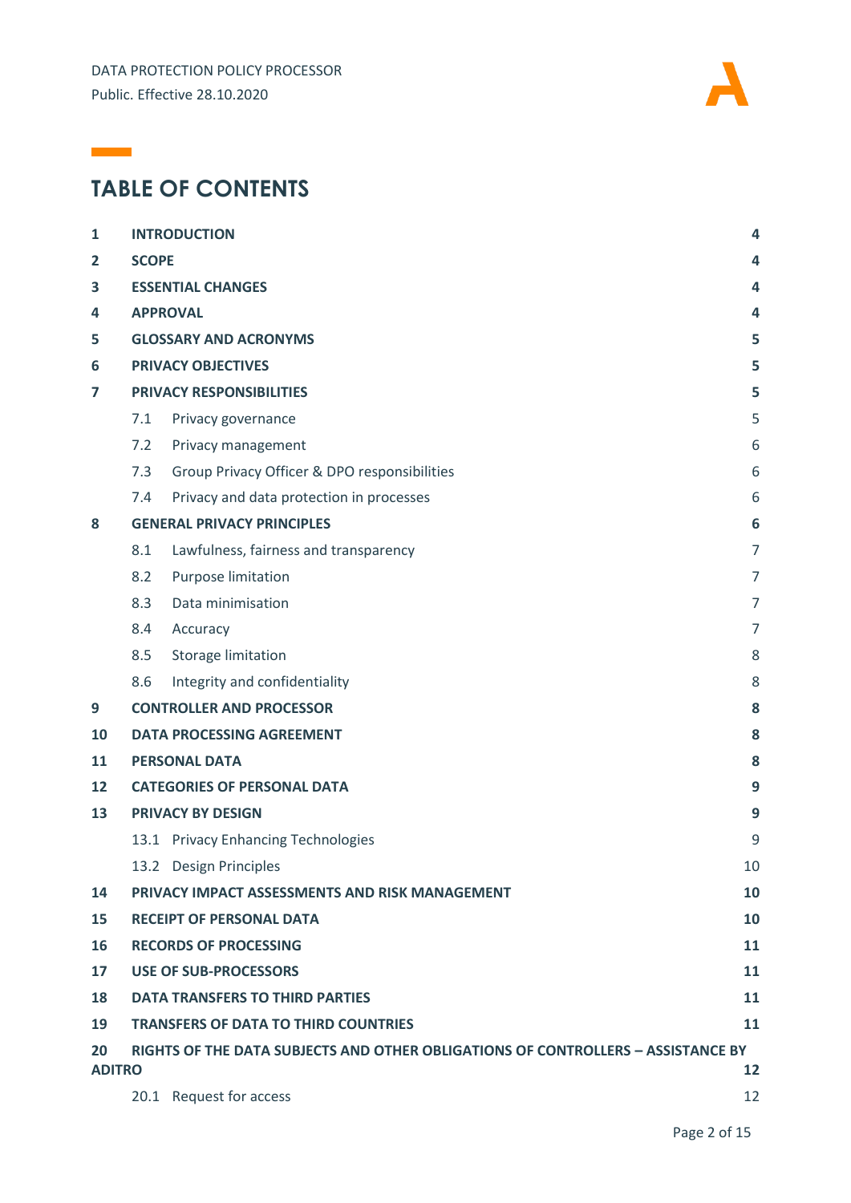# TABLE OF CONTENTS

| | | |
|---|---|---|
| **1** | **INTRODUCTION** | **4** |
| **2** | **SCOPE** | **4** |
| **3** | **ESSENTIAL CHANGES** | **4** |
| **4** | **APPROVAL** | **4** |
| **5** | **GLOSSARY AND ACRONYMS** | **5** |
| **6** | **PRIVACY OBJECTIVES** | **5** |
| **7** | **PRIVACY RESPONSIBILITIES** | **5** |
| 7.1 | Privacy governance | 5 |
| 7.2 | Privacy management | 6 |
| 7.3 | Group Privacy Officer & DPO responsibilities | 6 |
| 7.4 | Privacy and data protection in processes | 6 |
| **8** | **GENERAL PRIVACY PRINCIPLES** | **6** |
| 8.1 | Lawfulness, fairness and transparency | 7 |
| 8.2 | Purpose limitation | 7 |
| 8.3 | Data minimisation | 7 |
| 8.4 | Accuracy | 7 |
| 8.5 | Storage limitation | 8 |
| 8.6 | Integrity and confidentiality | 8 |
| **9** | **CONTROLLER AND PROCESSOR** | **8** |
| **10** | **DATA PROCESSING AGREEMENT** | **8** |
| **11** | **PERSONAL DATA** | **8** |
| **12** | **CATEGORIES OF PERSONAL DATA** | **9** |
| **13** | **PRIVACY BY DESIGN** | **9** |
| 13.1 | Privacy Enhancing Technologies | 9 |
| 13.2 | Design Principles | 10 |
| **14** | **PRIVACY IMPACT ASSESSMENTS AND RISK MANAGEMENT** | **10** |
| **15** | **RECEIPT OF PERSONAL DATA** | **10** |
| **16** | **RECORDS OF PROCESSING** | **11** |
| **17** | **USE OF SUB-PROCESSORS** | **11** |
| **18** | **DATA TRANSFERS TO THIRD PARTIES** | **11** |
| **19** | **TRANSFERS OF DATA TO THIRD COUNTRIES** | **11** |
| **20** | **RIGHTS OF THE DATA SUBJECTS AND OTHER OBLIGATIONS OF CONTROLLERS – ASSISTANCE BY ADITRO** | **12** |
| 20.1 | Request for access | 12 |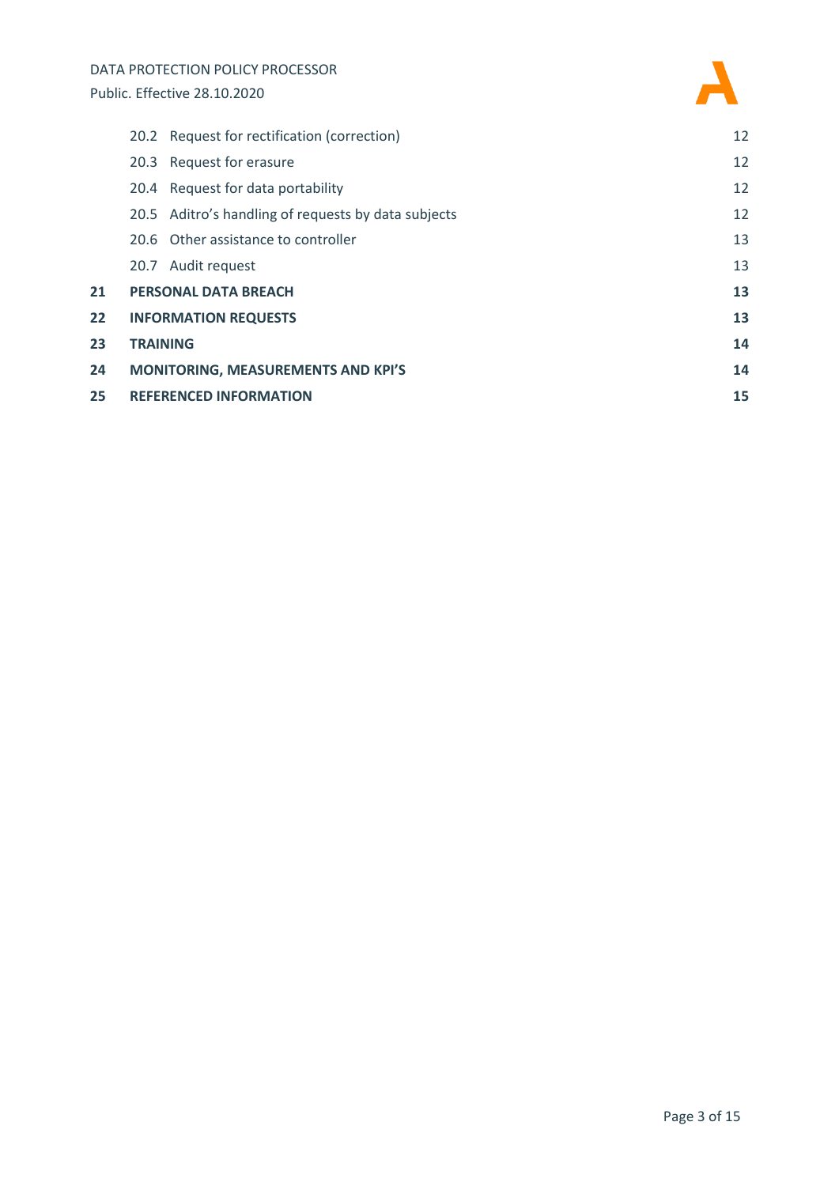| | | |
|---|---|---|
| | 20.2 Request for rectification (correction) | 12 |
| | 20.3 Request for erasure | 12 |
| | 20.4 Request for data portability | 12 |
| | 20.5 Aditro’s handling of requests by data subjects | 12 |
| | 20.6 Other assistance to controller | 13 |
| | 20.7 Audit request | 13 |
| **21** | **PERSONAL DATA BREACH** | **13** |
| **22** | **INFORMATION REQUESTS** | **13** |
| **23** | **TRAINING** | **14** |
| **24** | **MONITORING, MEASUREMENTS AND KPI’S** | **14** |
| **25** | **REFERENCED INFORMATION** | **15** |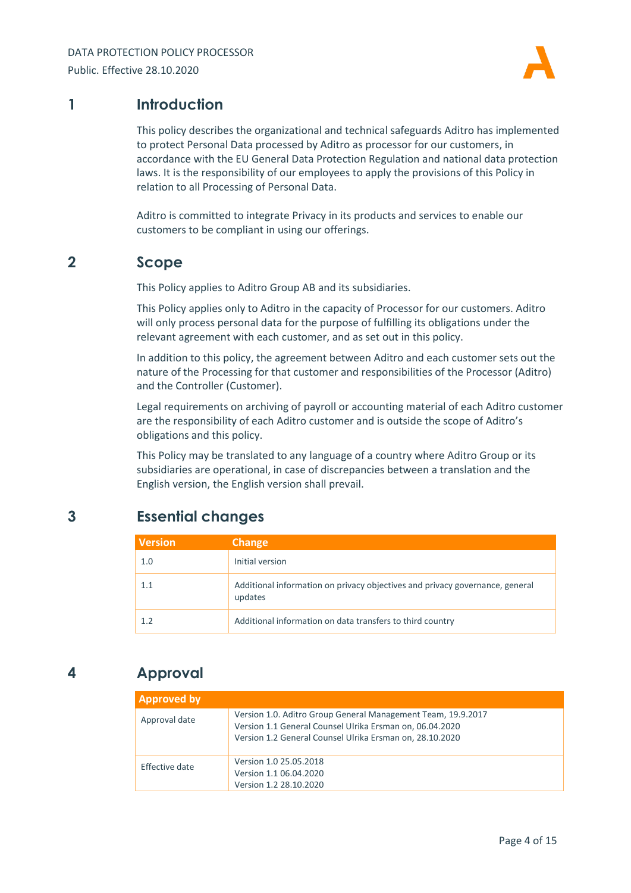## 1 Introduction

This policy describes the organizational and technical safeguards Aditro has implemented to protect Personal Data processed by Aditro as processor for our customers, in accordance with the EU General Data Protection Regulation and national data protection laws. It is the responsibility of our employees to apply the provisions of this Policy in relation to all Processing of Personal Data.

Aditro is committed to integrate Privacy in its products and services to enable our customers to be compliant in using our offerings.

## 2 Scope

This Policy applies to Aditro Group AB and its subsidiaries.

This Policy applies only to Aditro in the capacity of Processor for our customers. Aditro will only process personal data for the purpose of fulfilling its obligations under the relevant agreement with each customer, and as set out in this policy.

In addition to this policy, the agreement between Aditro and each customer sets out the nature of the Processing for that customer and responsibilities of the Processor (Aditro) and the Controller (Customer).

Legal requirements on archiving of payroll or accounting material of each Aditro customer are the responsibility of each Aditro customer and is outside the scope of Aditro's obligations and this policy.

This Policy may be translated to any language of a country where Aditro Group or its subsidiaries are operational, in case of discrepancies between a translation and the English version, the English version shall prevail.

## 3 Essential changes

| Version | Change |
|---|---|
| 1.0 | Initial version |
| 1.1 | Additional information on privacy objectives and privacy governance, general updates |
| 1.2 | Additional information on data transfers to third country |

## 4 Approval

| Approved by | |
|---|---|
| Approval date | Version 1.0. Aditro Group General Management Team, 19.9.2017<br>Version 1.1 General Counsel Ulrika Ersman on, 06.04.2020<br>Version 1.2 General Counsel Ulrika Ersman on, 28.10.2020 |
| Effective date | Version 1.0 25.05.2018<br>Version 1.1 06.04.2020<br>Version 1.2 28.10.2020 |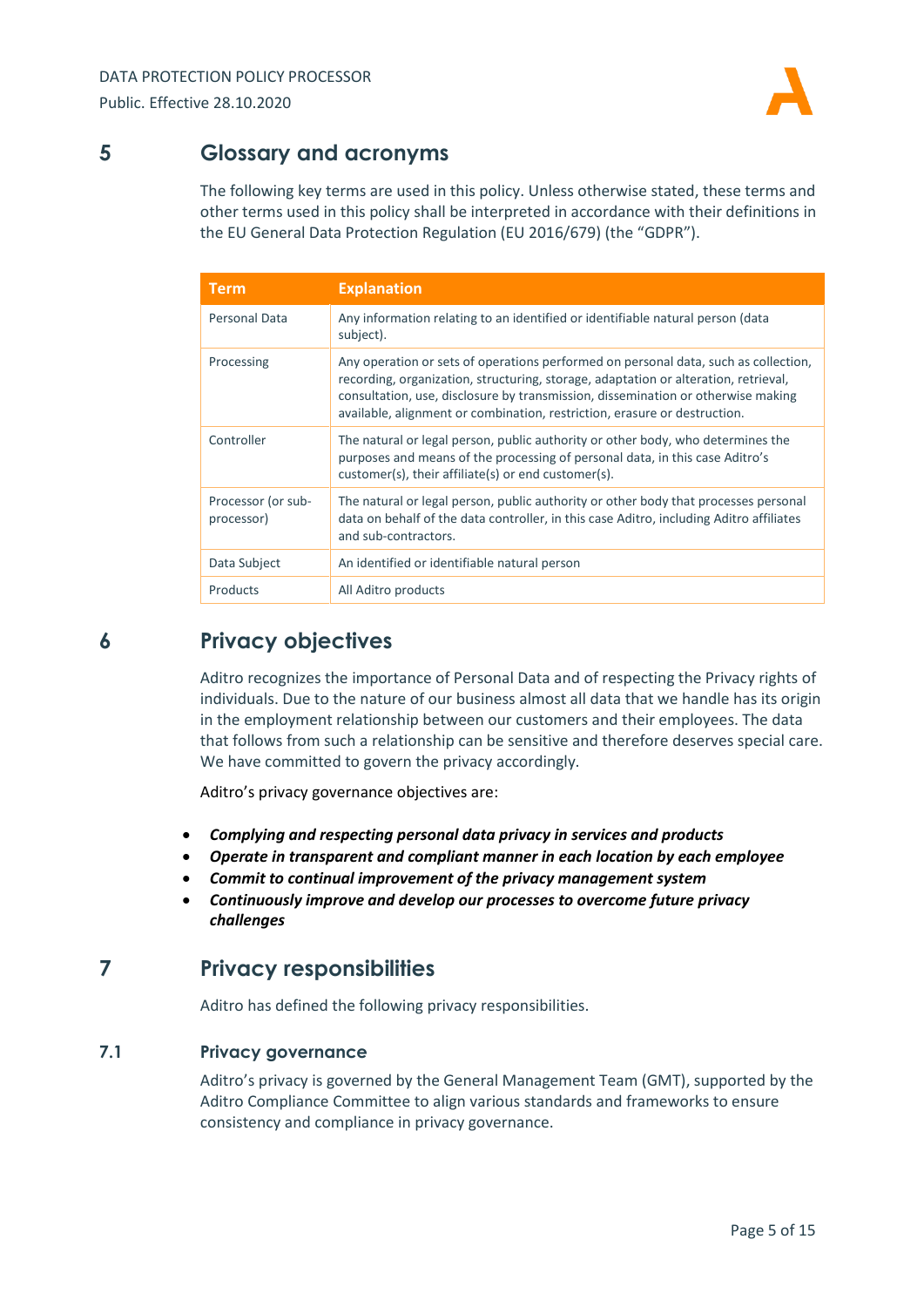## 5 Glossary and acronyms

The following key terms are used in this policy. Unless otherwise stated, these terms and other terms used in this policy shall be interpreted in accordance with their definitions in the EU General Data Protection Regulation (EU 2016/679) (the "GDPR").

| Term | Explanation |
|---|---|
| Personal Data | Any information relating to an identified or identifiable natural person (data subject). |
| Processing | Any operation or sets of operations performed on personal data, such as collection, recording, organization, structuring, storage, adaptation or alteration, retrieval, consultation, use, disclosure by transmission, dissemination or otherwise making available, alignment or combination, restriction, erasure or destruction. |
| Controller | The natural or legal person, public authority or other body, who determines the purposes and means of the processing of personal data, in this case Aditro's customer(s), their affiliate(s) or end customer(s). |
| Processor (or sub-processor) | The natural or legal person, public authority or other body that processes personal data on behalf of the data controller, in this case Aditro, including Aditro affiliates and sub-contractors. |
| Data Subject | An identified or identifiable natural person |
| Products | All Aditro products |

## 6 Privacy objectives

Aditro recognizes the importance of Personal Data and of respecting the Privacy rights of individuals. Due to the nature of our business almost all data that we handle has its origin in the employment relationship between our customers and their employees. The data that follows from such a relationship can be sensitive and therefore deserves special care. We have committed to govern the privacy accordingly.

Aditro's privacy governance objectives are:

- ***Complying and respecting personal data privacy in services and products***
- ***Operate in transparent and compliant manner in each location by each employee***
- ***Commit to continual improvement of the privacy management system***
- ***Continuously improve and develop our processes to overcome future privacy challenges***

## 7 Privacy responsibilities

Aditro has defined the following privacy responsibilities.

### 7.1 Privacy governance

Aditro's privacy is governed by the General Management Team (GMT), supported by the Aditro Compliance Committee to align various standards and frameworks to ensure consistency and compliance in privacy governance.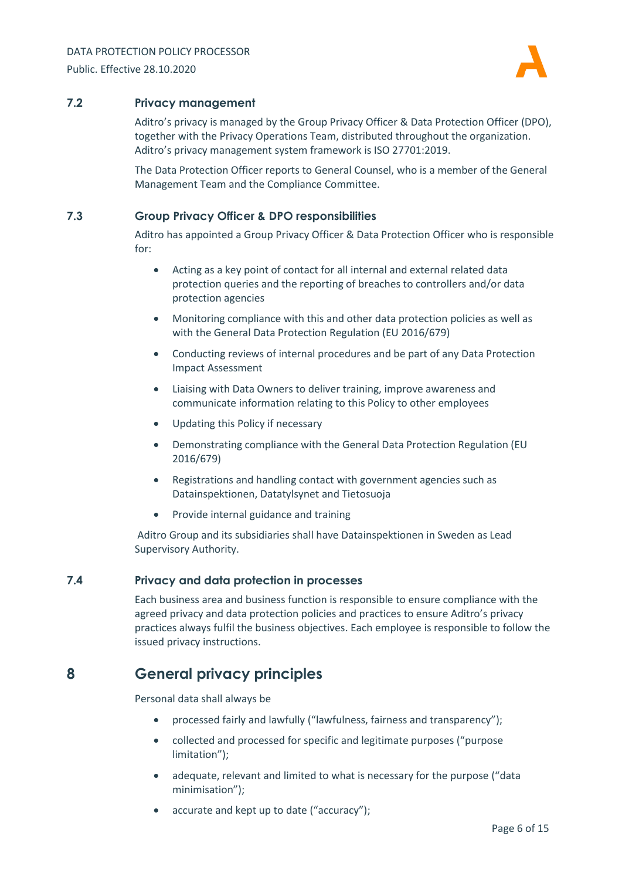### 7.2 Privacy management

Aditro's privacy is managed by the Group Privacy Officer & Data Protection Officer (DPO), together with the Privacy Operations Team, distributed throughout the organization. Aditro's privacy management system framework is ISO 27701:2019.

The Data Protection Officer reports to General Counsel, who is a member of the General Management Team and the Compliance Committee.

### 7.3 Group Privacy Officer & DPO responsibilities

Aditro has appointed a Group Privacy Officer & Data Protection Officer who is responsible for:

- Acting as a key point of contact for all internal and external related data protection queries and the reporting of breaches to controllers and/or data protection agencies
- Monitoring compliance with this and other data protection policies as well as with the General Data Protection Regulation (EU 2016/679)
- Conducting reviews of internal procedures and be part of any Data Protection Impact Assessment
- Liaising with Data Owners to deliver training, improve awareness and communicate information relating to this Policy to other employees
- Updating this Policy if necessary
- Demonstrating compliance with the General Data Protection Regulation (EU 2016/679)
- Registrations and handling contact with government agencies such as Datainspektionen, Datatylsynet and Tietosuoja
- Provide internal guidance and training

Aditro Group and its subsidiaries shall have Datainspektionen in Sweden as Lead Supervisory Authority.

### 7.4 Privacy and data protection in processes

Each business area and business function is responsible to ensure compliance with the agreed privacy and data protection policies and practices to ensure Aditro's privacy practices always fulfil the business objectives. Each employee is responsible to follow the issued privacy instructions.

## 8 General privacy principles

Personal data shall always be

- processed fairly and lawfully ("lawfulness, fairness and transparency");
- collected and processed for specific and legitimate purposes ("purpose limitation");
- adequate, relevant and limited to what is necessary for the purpose ("data minimisation");
- accurate and kept up to date ("accuracy");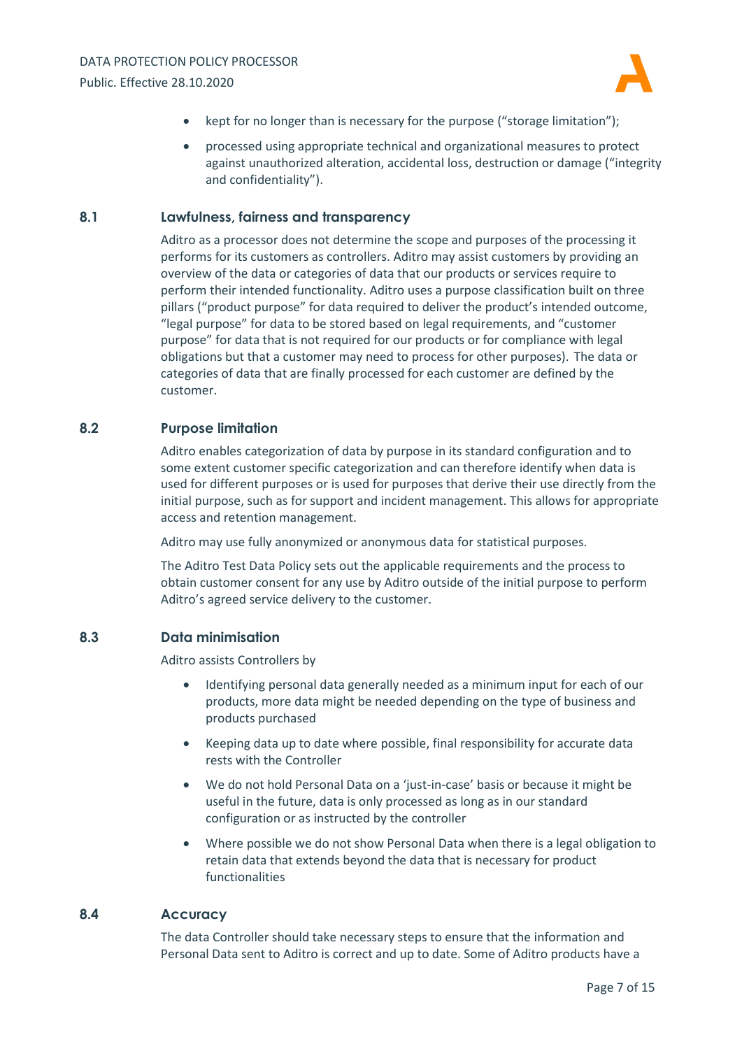- kept for no longer than is necessary for the purpose (“storage limitation”);
- processed using appropriate technical and organizational measures to protect against unauthorized alteration, accidental loss, destruction or damage (“integrity and confidentiality”).

### 8.1 Lawfulness, fairness and transparency

Aditro as a processor does not determine the scope and purposes of the processing it performs for its customers as controllers. Aditro may assist customers by providing an overview of the data or categories of data that our products or services require to perform their intended functionality. Aditro uses a purpose classification built on three pillars (“product purpose” for data required to deliver the product’s intended outcome, “legal purpose” for data to be stored based on legal requirements, and “customer purpose” for data that is not required for our products or for compliance with legal obligations but that a customer may need to process for other purposes). The data or categories of data that are finally processed for each customer are defined by the customer.

### 8.2 Purpose limitation

Aditro enables categorization of data by purpose in its standard configuration and to some extent customer specific categorization and can therefore identify when data is used for different purposes or is used for purposes that derive their use directly from the initial purpose, such as for support and incident management. This allows for appropriate access and retention management.

Aditro may use fully anonymized or anonymous data for statistical purposes.

The Aditro Test Data Policy sets out the applicable requirements and the process to obtain customer consent for any use by Aditro outside of the initial purpose to perform Aditro’s agreed service delivery to the customer.

### 8.3 Data minimisation

Aditro assists Controllers by

- Identifying personal data generally needed as a minimum input for each of our products, more data might be needed depending on the type of business and products purchased
- Keeping data up to date where possible, final responsibility for accurate data rests with the Controller
- We do not hold Personal Data on a ‘just-in-case’ basis or because it might be useful in the future, data is only processed as long as in our standard configuration or as instructed by the controller
- Where possible we do not show Personal Data when there is a legal obligation to retain data that extends beyond the data that is necessary for product functionalities

### 8.4 Accuracy

The data Controller should take necessary steps to ensure that the information and Personal Data sent to Aditro is correct and up to date. Some of Aditro products have a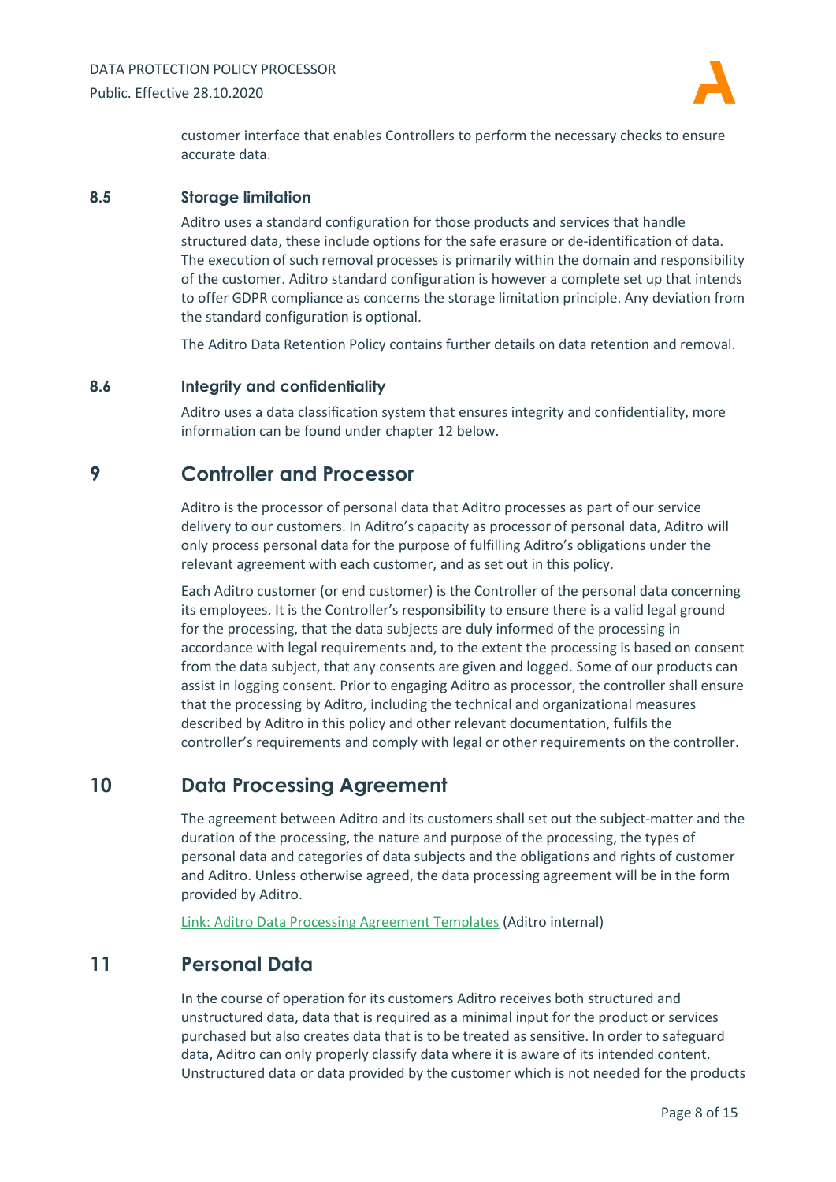customer interface that enables Controllers to perform the necessary checks to ensure accurate data.

### 8.5 Storage limitation

Aditro uses a standard configuration for those products and services that handle structured data, these include options for the safe erasure or de-identification of data. The execution of such removal processes is primarily within the domain and responsibility of the customer. Aditro standard configuration is however a complete set up that intends to offer GDPR compliance as concerns the storage limitation principle. Any deviation from the standard configuration is optional.

The Aditro Data Retention Policy contains further details on data retention and removal.

### 8.6 Integrity and confidentiality

Aditro uses a data classification system that ensures integrity and confidentiality, more information can be found under chapter 12 below.

## 9 Controller and Processor

Aditro is the processor of personal data that Aditro processes as part of our service delivery to our customers. In Aditro's capacity as processor of personal data, Aditro will only process personal data for the purpose of fulfilling Aditro's obligations under the relevant agreement with each customer, and as set out in this policy.

Each Aditro customer (or end customer) is the Controller of the personal data concerning its employees. It is the Controller's responsibility to ensure there is a valid legal ground for the processing, that the data subjects are duly informed of the processing in accordance with legal requirements and, to the extent the processing is based on consent from the data subject, that any consents are given and logged. Some of our products can assist in logging consent. Prior to engaging Aditro as processor, the controller shall ensure that the processing by Aditro, including the technical and organizational measures described by Aditro in this policy and other relevant documentation, fulfils the controller's requirements and comply with legal or other requirements on the controller.

## 10 Data Processing Agreement

The agreement between Aditro and its customers shall set out the subject-matter and the duration of the processing, the nature and purpose of the processing, the types of personal data and categories of data subjects and the obligations and rights of customer and Aditro. Unless otherwise agreed, the data processing agreement will be in the form provided by Aditro.

Link: Aditro Data Processing Agreement Templates (Aditro internal)

## 11 Personal Data

In the course of operation for its customers Aditro receives both structured and unstructured data, data that is required as a minimal input for the product or services purchased but also creates data that is to be treated as sensitive. In order to safeguard data, Aditro can only properly classify data where it is aware of its intended content. Unstructured data or data provided by the customer which is not needed for the products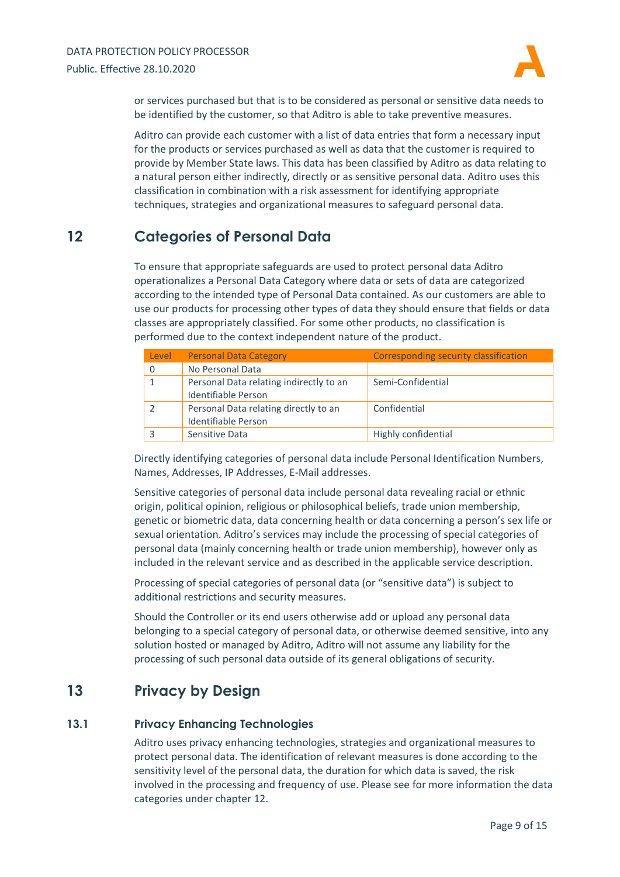or services purchased but that is to be considered as personal or sensitive data needs to be identified by the customer, so that Aditro is able to take preventive measures.

Aditro can provide each customer with a list of data entries that form a necessary input for the products or services purchased as well as data that the customer is required to provide by Member State laws. This data has been classified by Aditro as data relating to a natural person either indirectly, directly or as sensitive personal data. Aditro uses this classification in combination with a risk assessment for identifying appropriate techniques, strategies and organizational measures to safeguard personal data.

# 12 Categories of Personal Data

To ensure that appropriate safeguards are used to protect personal data Aditro operationalizes a Personal Data Category where data or sets of data are categorized according to the intended type of Personal Data contained. As our customers are able to use our products for processing other types of data they should ensure that fields or data classes are appropriately classified. For some other products, no classification is performed due to the context independent nature of the product.

| Level | Personal Data Category | Corresponding security classification |
|---|---|---|
| 0 | No Personal Data | |
| 1 | Personal Data relating indirectly to an Identifiable Person | Semi-Confidential |
| 2 | Personal Data relating directly to an Identifiable Person | Confidential |
| 3 | Sensitive Data | Highly confidential |

Directly identifying categories of personal data include Personal Identification Numbers, Names, Addresses, IP Addresses, E-Mail addresses.

Sensitive categories of personal data include personal data revealing racial or ethnic origin, political opinion, religious or philosophical beliefs, trade union membership, genetic or biometric data, data concerning health or data concerning a person's sex life or sexual orientation. Aditro's services may include the processing of special categories of personal data (mainly concerning health or trade union membership), however only as included in the relevant service and as described in the applicable service description.

Processing of special categories of personal data (or "sensitive data") is subject to additional restrictions and security measures.

Should the Controller or its end users otherwise add or upload any personal data belonging to a special category of personal data, or otherwise deemed sensitive, into any solution hosted or managed by Aditro, Aditro will not assume any liability for the processing of such personal data outside of its general obligations of security.

# 13 Privacy by Design

## 13.1 Privacy Enhancing Technologies

Aditro uses privacy enhancing technologies, strategies and organizational measures to protect personal data. The identification of relevant measures is done according to the sensitivity level of the personal data, the duration for which data is saved, the risk involved in the processing and frequency of use. Please see for more information the data categories under chapter 12.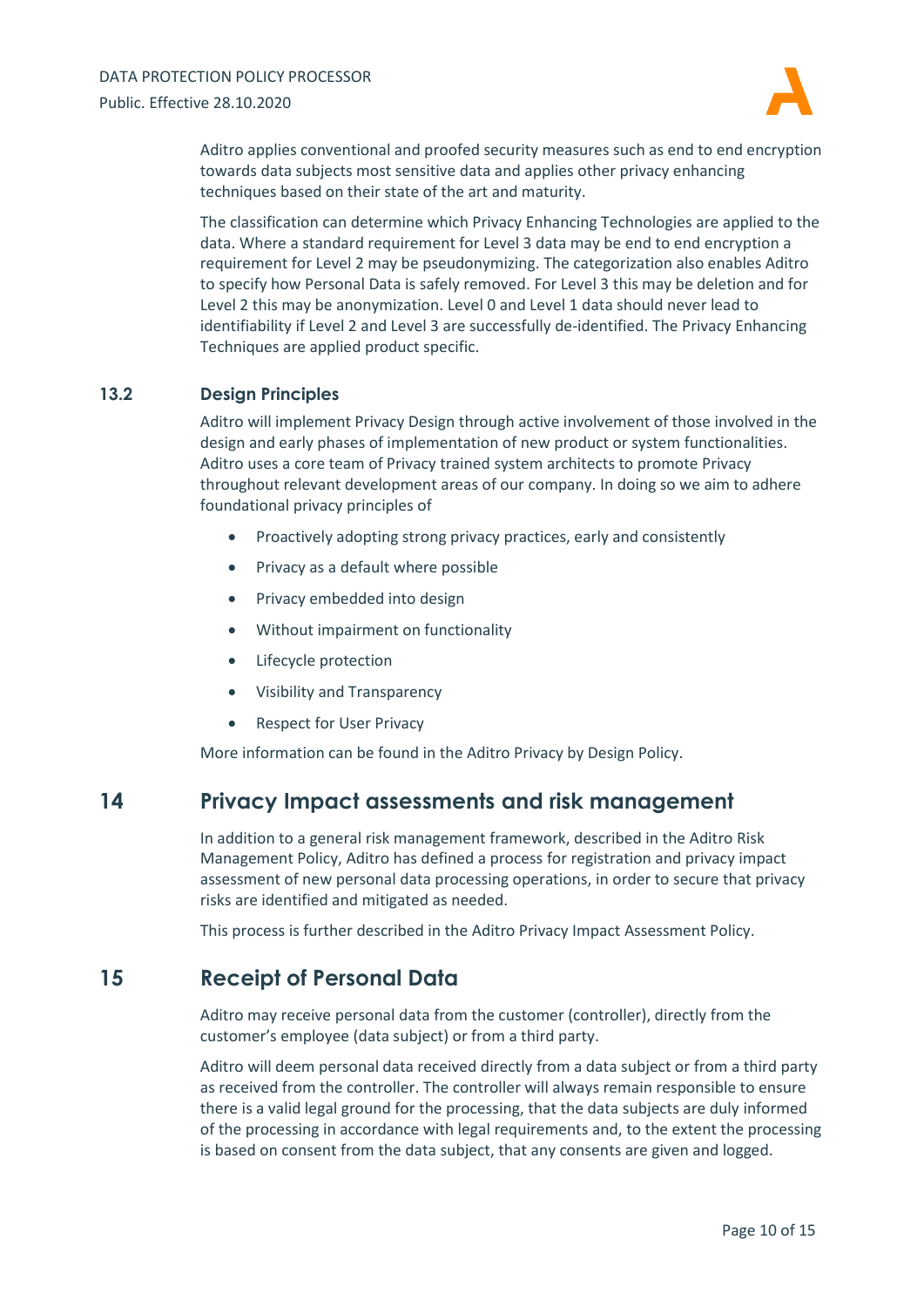Aditro applies conventional and proofed security measures such as end to end encryption towards data subjects most sensitive data and applies other privacy enhancing techniques based on their state of the art and maturity.

The classification can determine which Privacy Enhancing Technologies are applied to the data. Where a standard requirement for Level 3 data may be end to end encryption a requirement for Level 2 may be pseudonymizing. The categorization also enables Aditro to specify how Personal Data is safely removed. For Level 3 this may be deletion and for Level 2 this may be anonymization. Level 0 and Level 1 data should never lead to identifiability if Level 2 and Level 3 are successfully de-identified. The Privacy Enhancing Techniques are applied product specific.

### 13.2 Design Principles

Aditro will implement Privacy Design through active involvement of those involved in the design and early phases of implementation of new product or system functionalities. Aditro uses a core team of Privacy trained system architects to promote Privacy throughout relevant development areas of our company. In doing so we aim to adhere foundational privacy principles of

- Proactively adopting strong privacy practices, early and consistently
- Privacy as a default where possible
- Privacy embedded into design
- Without impairment on functionality
- Lifecycle protection
- Visibility and Transparency
- Respect for User Privacy

More information can be found in the Aditro Privacy by Design Policy.

## 14 Privacy Impact assessments and risk management

In addition to a general risk management framework, described in the Aditro Risk Management Policy, Aditro has defined a process for registration and privacy impact assessment of new personal data processing operations, in order to secure that privacy risks are identified and mitigated as needed.

This process is further described in the Aditro Privacy Impact Assessment Policy.

## 15 Receipt of Personal Data

Aditro may receive personal data from the customer (controller), directly from the customer's employee (data subject) or from a third party.

Aditro will deem personal data received directly from a data subject or from a third party as received from the controller. The controller will always remain responsible to ensure there is a valid legal ground for the processing, that the data subjects are duly informed of the processing in accordance with legal requirements and, to the extent the processing is based on consent from the data subject, that any consents are given and logged.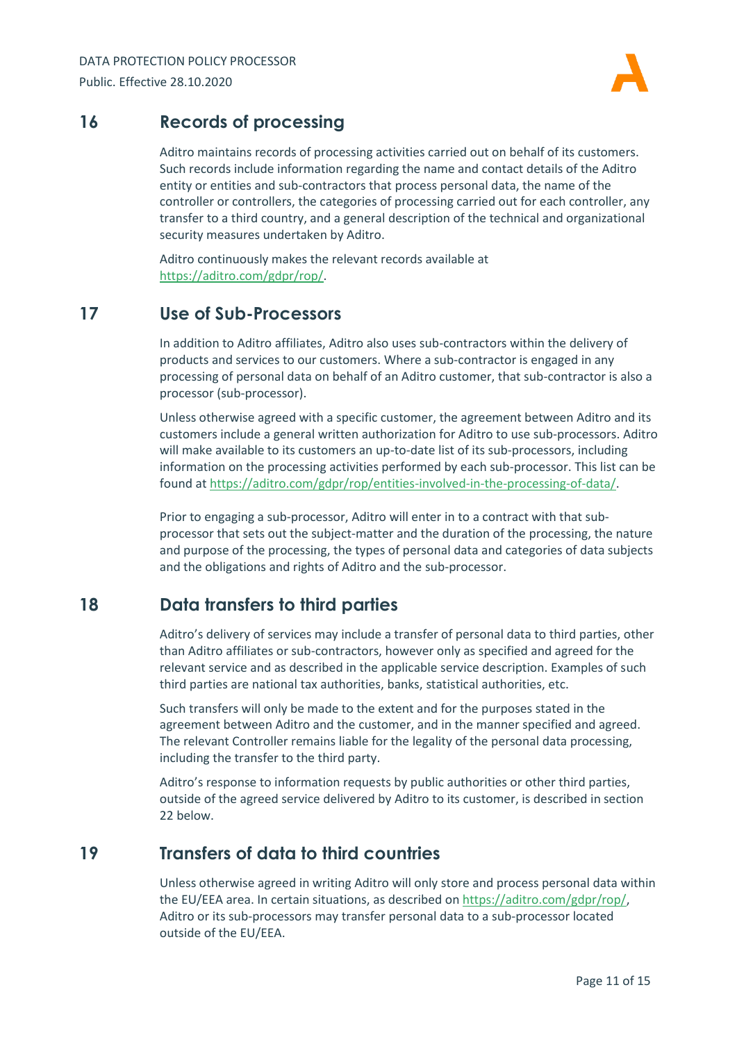## 16 Records of processing

Aditro maintains records of processing activities carried out on behalf of its customers. Such records include information regarding the name and contact details of the Aditro entity or entities and sub-contractors that process personal data, the name of the controller or controllers, the categories of processing carried out for each controller, any transfer to a third country, and a general description of the technical and organizational security measures undertaken by Aditro.

Aditro continuously makes the relevant records available at https://aditro.com/gdpr/rop/.

## 17 Use of Sub-Processors

In addition to Aditro affiliates, Aditro also uses sub-contractors within the delivery of products and services to our customers. Where a sub-contractor is engaged in any processing of personal data on behalf of an Aditro customer, that sub-contractor is also a processor (sub-processor).

Unless otherwise agreed with a specific customer, the agreement between Aditro and its customers include a general written authorization for Aditro to use sub-processors. Aditro will make available to its customers an up-to-date list of its sub-processors, including information on the processing activities performed by each sub-processor. This list can be found at https://aditro.com/gdpr/rop/entities-involved-in-the-processing-of-data/.

Prior to engaging a sub-processor, Aditro will enter in to a contract with that sub-processor that sets out the subject-matter and the duration of the processing, the nature and purpose of the processing, the types of personal data and categories of data subjects and the obligations and rights of Aditro and the sub-processor.

## 18 Data transfers to third parties

Aditro's delivery of services may include a transfer of personal data to third parties, other than Aditro affiliates or sub-contractors, however only as specified and agreed for the relevant service and as described in the applicable service description. Examples of such third parties are national tax authorities, banks, statistical authorities, etc.

Such transfers will only be made to the extent and for the purposes stated in the agreement between Aditro and the customer, and in the manner specified and agreed. The relevant Controller remains liable for the legality of the personal data processing, including the transfer to the third party.

Aditro's response to information requests by public authorities or other third parties, outside of the agreed service delivered by Aditro to its customer, is described in section 22 below.

## 19 Transfers of data to third countries

Unless otherwise agreed in writing Aditro will only store and process personal data within the EU/EEA area. In certain situations, as described on https://aditro.com/gdpr/rop/, Aditro or its sub-processors may transfer personal data to a sub-processor located outside of the EU/EEA.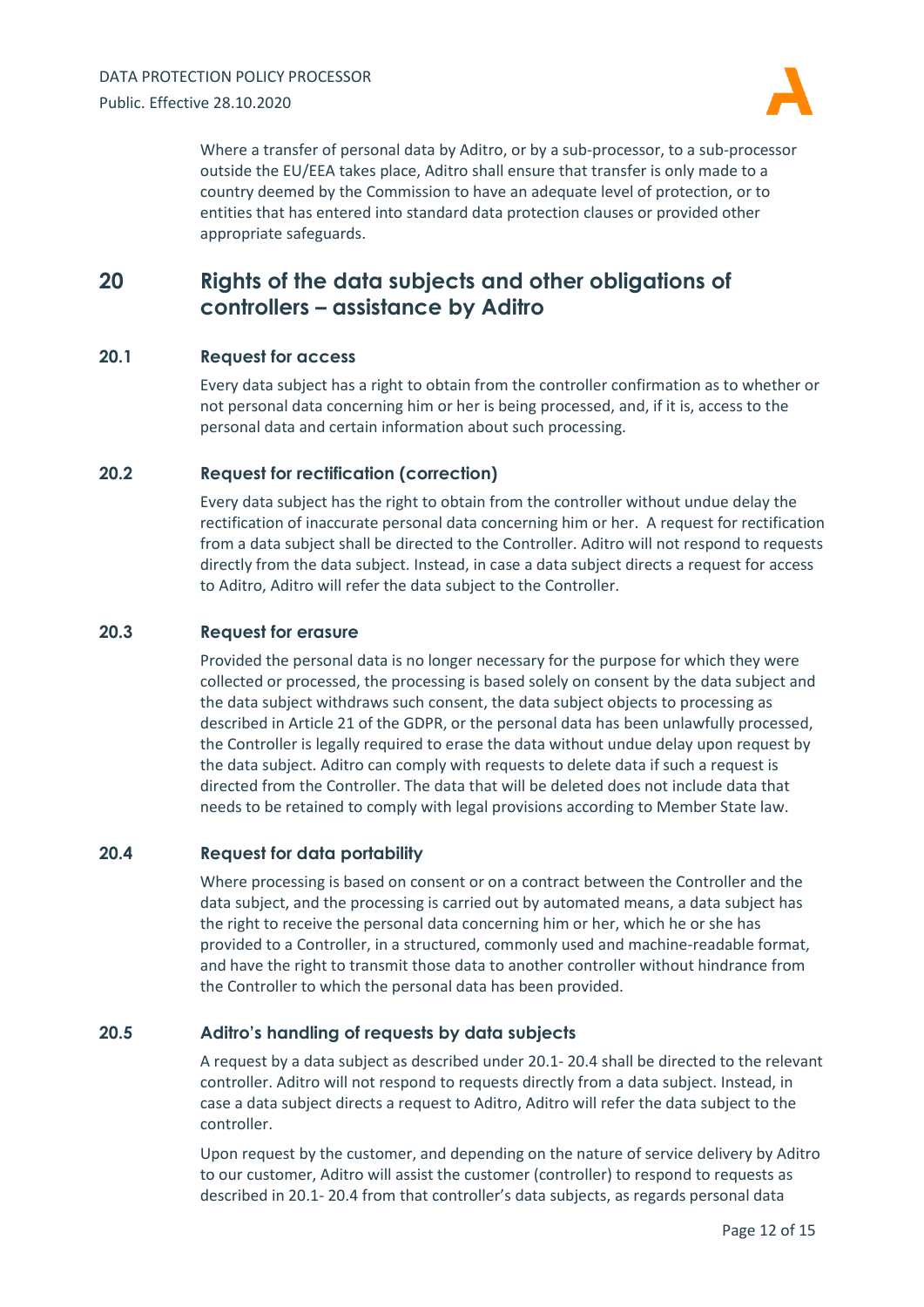Where a transfer of personal data by Aditro, or by a sub-processor, to a sub-processor outside the EU/EEA takes place, Aditro shall ensure that transfer is only made to a country deemed by the Commission to have an adequate level of protection, or to entities that has entered into standard data protection clauses or provided other appropriate safeguards.

## 20 Rights of the data subjects and other obligations of controllers – assistance by Aditro

### 20.1 Request for access

Every data subject has a right to obtain from the controller confirmation as to whether or not personal data concerning him or her is being processed, and, if it is, access to the personal data and certain information about such processing.

### 20.2 Request for rectification (correction)

Every data subject has the right to obtain from the controller without undue delay the rectification of inaccurate personal data concerning him or her. A request for rectification from a data subject shall be directed to the Controller. Aditro will not respond to requests directly from the data subject. Instead, in case a data subject directs a request for access to Aditro, Aditro will refer the data subject to the Controller.

### 20.3 Request for erasure

Provided the personal data is no longer necessary for the purpose for which they were collected or processed, the processing is based solely on consent by the data subject and the data subject withdraws such consent, the data subject objects to processing as described in Article 21 of the GDPR, or the personal data has been unlawfully processed, the Controller is legally required to erase the data without undue delay upon request by the data subject. Aditro can comply with requests to delete data if such a request is directed from the Controller. The data that will be deleted does not include data that needs to be retained to comply with legal provisions according to Member State law.

### 20.4 Request for data portability

Where processing is based on consent or on a contract between the Controller and the data subject, and the processing is carried out by automated means, a data subject has the right to receive the personal data concerning him or her, which he or she has provided to a Controller, in a structured, commonly used and machine-readable format, and have the right to transmit those data to another controller without hindrance from the Controller to which the personal data has been provided.

### 20.5 Aditro's handling of requests by data subjects

A request by a data subject as described under 20.1- 20.4 shall be directed to the relevant controller. Aditro will not respond to requests directly from a data subject. Instead, in case a data subject directs a request to Aditro, Aditro will refer the data subject to the controller.

Upon request by the customer, and depending on the nature of service delivery by Aditro to our customer, Aditro will assist the customer (controller) to respond to requests as described in 20.1- 20.4 from that controller's data subjects, as regards personal data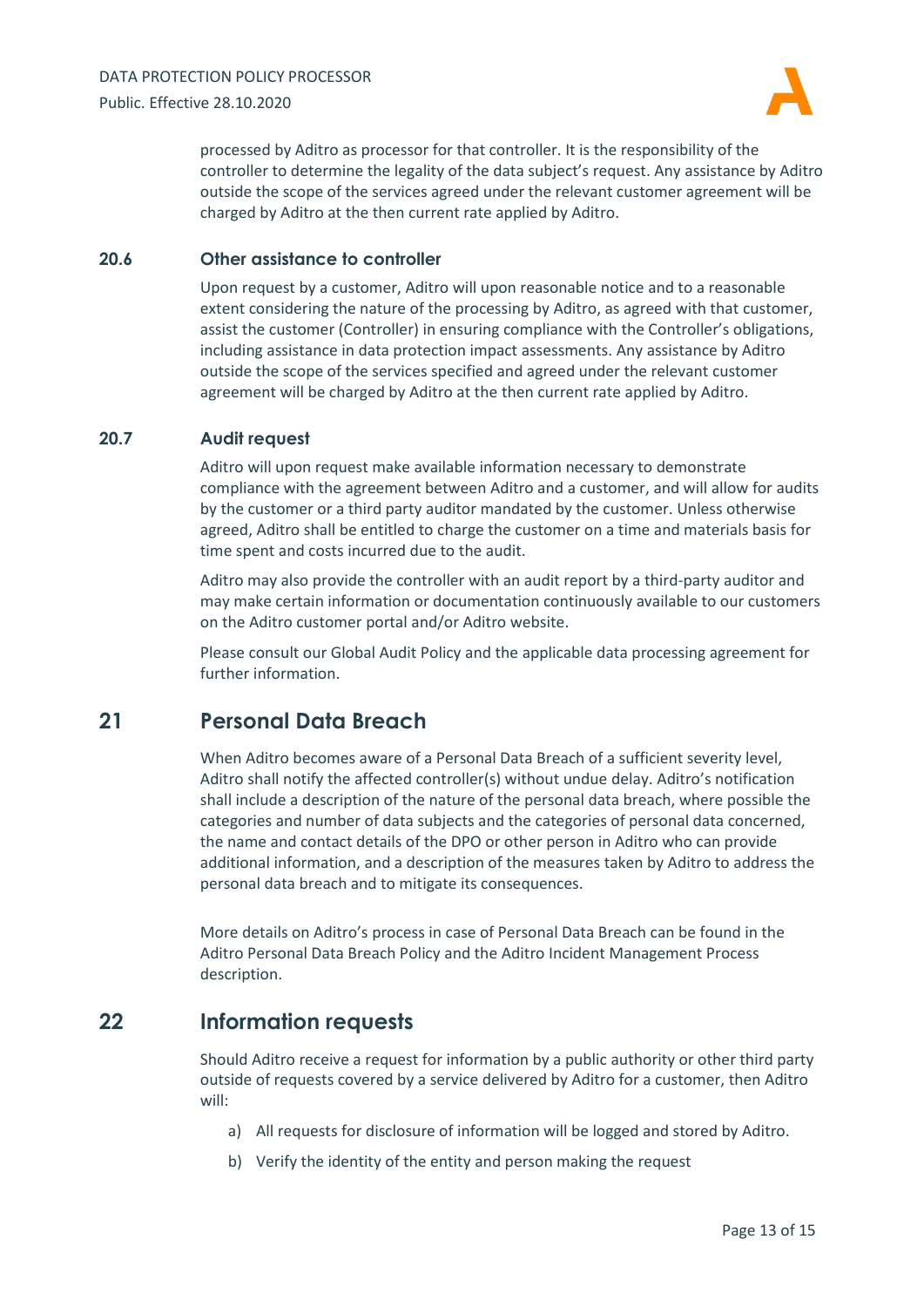processed by Aditro as processor for that controller. It is the responsibility of the controller to determine the legality of the data subject's request. Any assistance by Aditro outside the scope of the services agreed under the relevant customer agreement will be charged by Aditro at the then current rate applied by Aditro.

### 20.6 Other assistance to controller

Upon request by a customer, Aditro will upon reasonable notice and to a reasonable extent considering the nature of the processing by Aditro, as agreed with that customer, assist the customer (Controller) in ensuring compliance with the Controller's obligations, including assistance in data protection impact assessments. Any assistance by Aditro outside the scope of the services specified and agreed under the relevant customer agreement will be charged by Aditro at the then current rate applied by Aditro.

### 20.7 Audit request

Aditro will upon request make available information necessary to demonstrate compliance with the agreement between Aditro and a customer, and will allow for audits by the customer or a third party auditor mandated by the customer. Unless otherwise agreed, Aditro shall be entitled to charge the customer on a time and materials basis for time spent and costs incurred due to the audit.

Aditro may also provide the controller with an audit report by a third-party auditor and may make certain information or documentation continuously available to our customers on the Aditro customer portal and/or Aditro website.

Please consult our Global Audit Policy and the applicable data processing agreement for further information.

## 21 Personal Data Breach

When Aditro becomes aware of a Personal Data Breach of a sufficient severity level, Aditro shall notify the affected controller(s) without undue delay. Aditro's notification shall include a description of the nature of the personal data breach, where possible the categories and number of data subjects and the categories of personal data concerned, the name and contact details of the DPO or other person in Aditro who can provide additional information, and a description of the measures taken by Aditro to address the personal data breach and to mitigate its consequences.

More details on Aditro's process in case of Personal Data Breach can be found in the Aditro Personal Data Breach Policy and the Aditro Incident Management Process description.

## 22 Information requests

Should Aditro receive a request for information by a public authority or other third party outside of requests covered by a service delivered by Aditro for a customer, then Aditro will:

a) All requests for disclosure of information will be logged and stored by Aditro.

b) Verify the identity of the entity and person making the request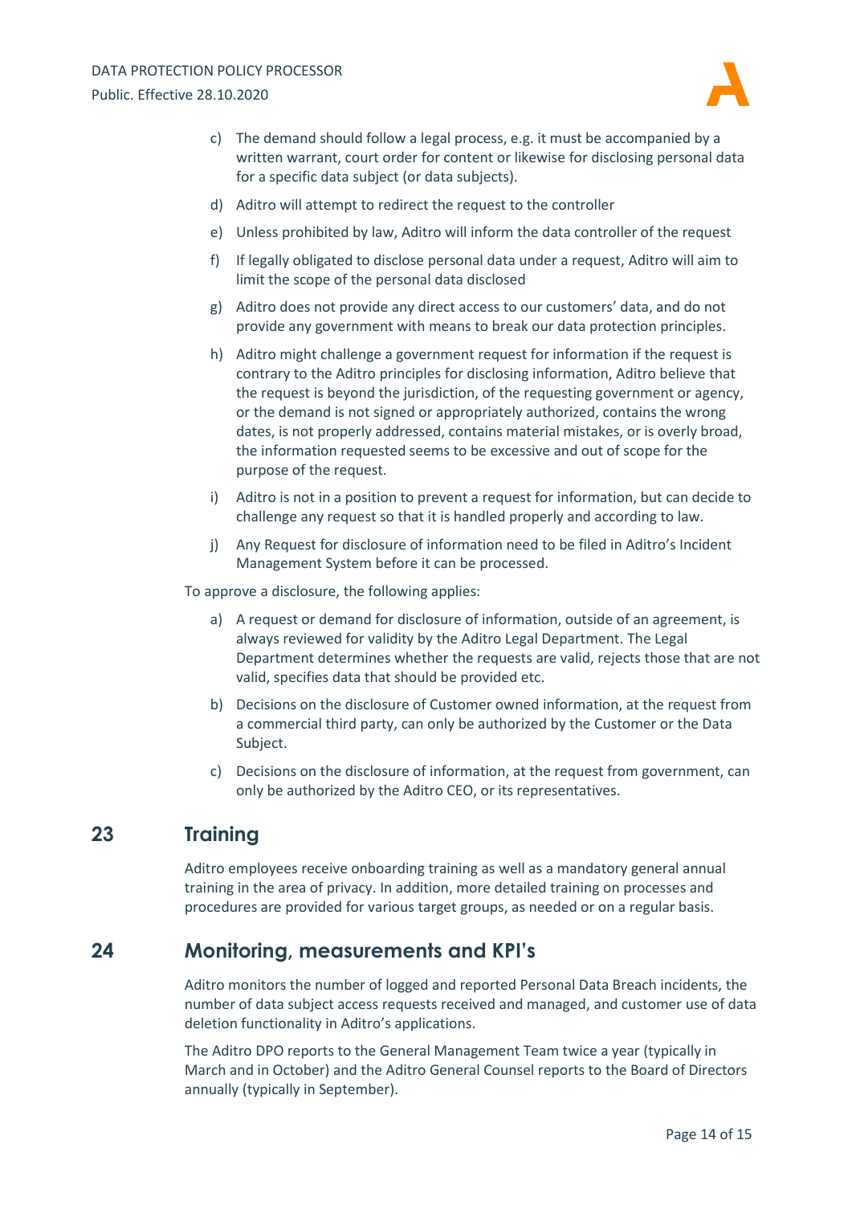c) The demand should follow a legal process, e.g. it must be accompanied by a written warrant, court order for content or likewise for disclosing personal data for a specific data subject (or data subjects).

d) Aditro will attempt to redirect the request to the controller

e) Unless prohibited by law, Aditro will inform the data controller of the request

f) If legally obligated to disclose personal data under a request, Aditro will aim to limit the scope of the personal data disclosed

g) Aditro does not provide any direct access to our customers' data, and do not provide any government with means to break our data protection principles.

h) Aditro might challenge a government request for information if the request is contrary to the Aditro principles for disclosing information, Aditro believe that the request is beyond the jurisdiction, of the requesting government or agency, or the demand is not signed or appropriately authorized, contains the wrong dates, is not properly addressed, contains material mistakes, or is overly broad, the information requested seems to be excessive and out of scope for the purpose of the request.

i) Aditro is not in a position to prevent a request for information, but can decide to challenge any request so that it is handled properly and according to law.

j) Any Request for disclosure of information need to be filed in Aditro's Incident Management System before it can be processed.

To approve a disclosure, the following applies:

a) A request or demand for disclosure of information, outside of an agreement, is always reviewed for validity by the Aditro Legal Department. The Legal Department determines whether the requests are valid, rejects those that are not valid, specifies data that should be provided etc.

b) Decisions on the disclosure of Customer owned information, at the request from a commercial third party, can only be authorized by the Customer or the Data Subject.

c) Decisions on the disclosure of information, at the request from government, can only be authorized by the Aditro CEO, or its representatives.

## 23 Training

Aditro employees receive onboarding training as well as a mandatory general annual training in the area of privacy. In addition, more detailed training on processes and procedures are provided for various target groups, as needed or on a regular basis.

## 24 Monitoring, measurements and KPI's

Aditro monitors the number of logged and reported Personal Data Breach incidents, the number of data subject access requests received and managed, and customer use of data deletion functionality in Aditro's applications.

The Aditro DPO reports to the General Management Team twice a year (typically in March and in October) and the Aditro General Counsel reports to the Board of Directors annually (typically in September).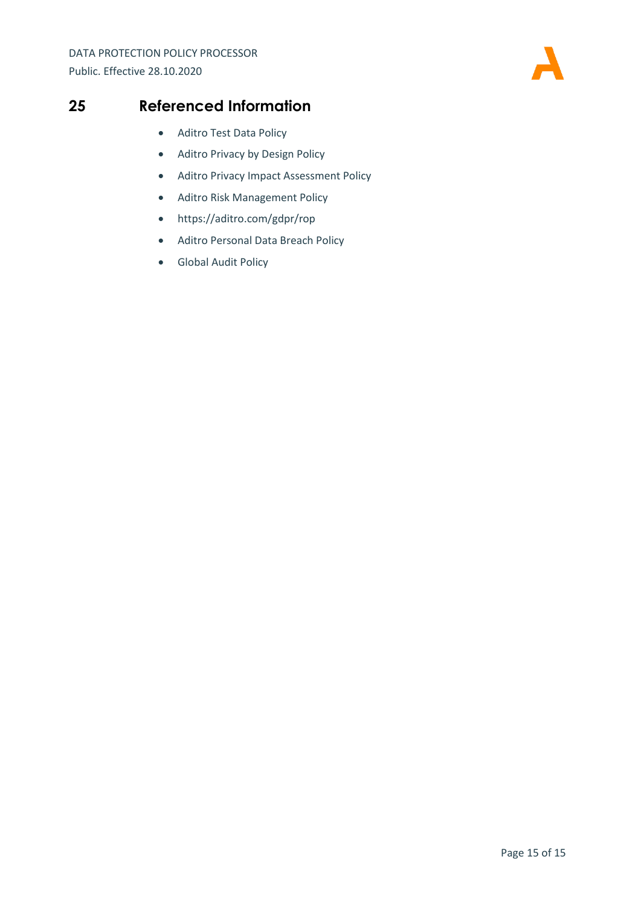## 25 Referenced Information

- Aditro Test Data Policy
- Aditro Privacy by Design Policy
- Aditro Privacy Impact Assessment Policy
- Aditro Risk Management Policy
- https://aditro.com/gdpr/rop
- Aditro Personal Data Breach Policy
- Global Audit Policy